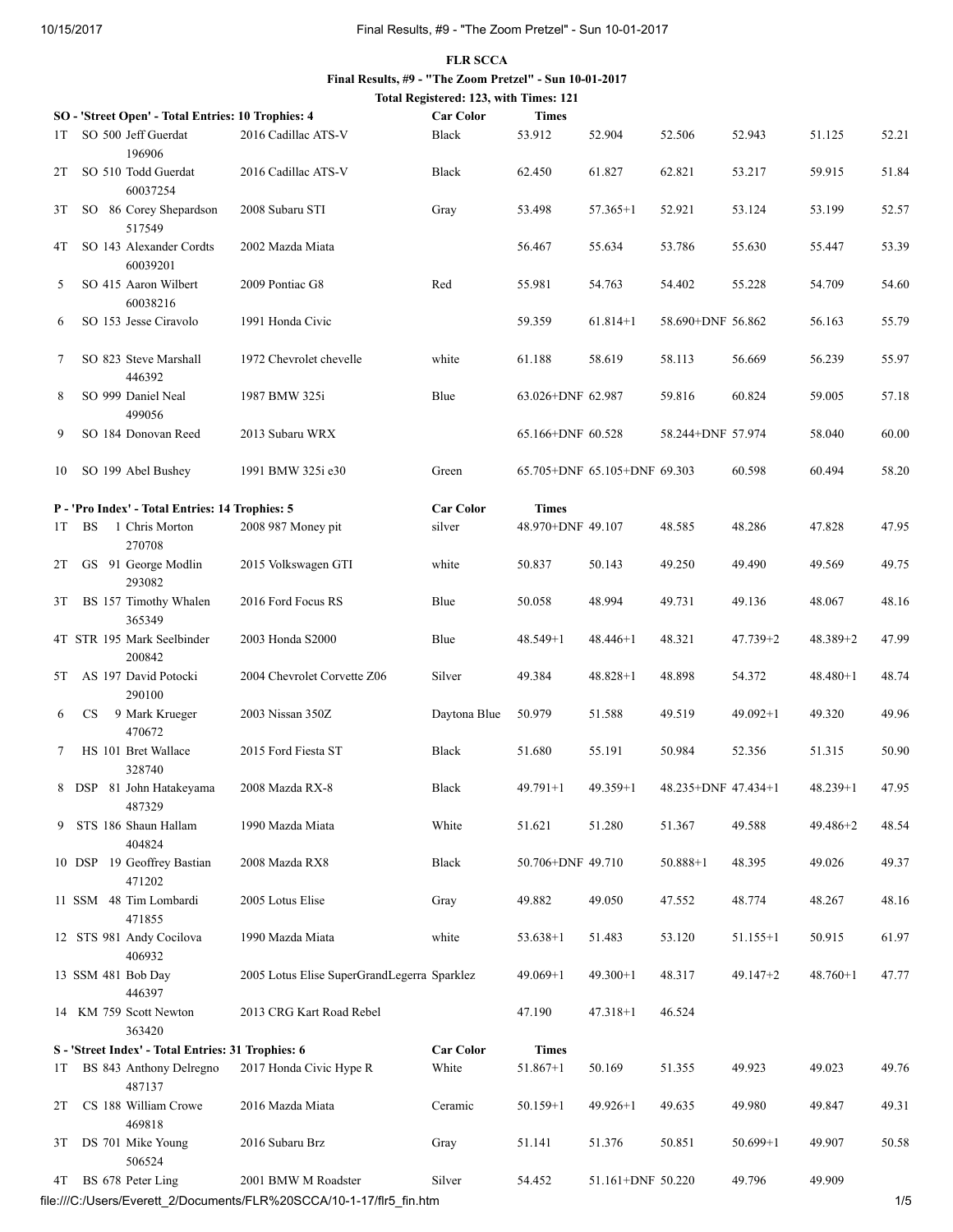**FLR SCCA**

**Final Results, #9 - "The Zoom Pretzel" - Sun 10-01-2017**

**Total Registered: 123, with Times: 121**

| | | | | | | | | | |
|---|---|---|---|---|---|---|---|---|---|
| **SO - 'Street Open' - Total Entries: 10 Trophies: 4** | | **Car Color** | **Times** | | | | | | |
| 1T | SO 500 Jeff Guerdat 196906 | 2016 Cadillac ATS-V | Black | 53.912 | 52.904 | 52.506 | 52.943 | 51.125 | 52.21 |
| 2T | SO 510 Todd Guerdat 60037254 | 2016 Cadillac ATS-V | Black | 62.450 | 61.827 | 62.821 | 53.217 | 59.915 | 51.84 |
| 3T | SO 86 Corey Shepardson 517549 | 2008 Subaru STI | Gray | 53.498 | 57.365+1 | 52.921 | 53.124 | 53.199 | 52.57 |
| 4T | SO 143 Alexander Cordts 60039201 | 2002 Mazda Miata | | 56.467 | 55.634 | 53.786 | 55.630 | 55.447 | 53.39 |
| 5 | SO 415 Aaron Wilbert 60038216 | 2009 Pontiac G8 | Red | 55.981 | 54.763 | 54.402 | 55.228 | 54.709 | 54.60 |
| 6 | SO 153 Jesse Ciravolo | 1991 Honda Civic | | 59.359 | 61.814+1 | 58.690+DNF | 56.862 | 56.163 | 55.79 |
| 7 | SO 823 Steve Marshall 446392 | 1972 Chevrolet chevelle | white | 61.188 | 58.619 | 58.113 | 56.669 | 56.239 | 55.97 |
| 8 | SO 999 Daniel Neal 499056 | 1987 BMW 325i | Blue | 63.026+DNF | 62.987 | 59.816 | 60.824 | 59.005 | 57.18 |
| 9 | SO 184 Donovan Reed | 2013 Subaru WRX | | 65.166+DNF | 60.528 | 58.244+DNF | 57.974 | 58.040 | 60.00 |
| 10 | SO 199 Abel Bushey | 1991 BMW 325i e30 | Green | 65.705+DNF | 65.105+DNF | 69.303 | 60.598 | 60.494 | 58.20 |
| **P - 'Pro Index' - Total Entries: 14 Trophies: 5** | | **Car Color** | **Times** | | | | | | |
| 1T | BS 1 Chris Morton 270708 | 2008 987 Money pit | silver | 48.970+DNF | 49.107 | 48.585 | 48.286 | 47.828 | 47.95 |
| 2T | GS 91 George Modlin 293082 | 2015 Volkswagen GTI | white | 50.837 | 50.143 | 49.250 | 49.490 | 49.569 | 49.75 |
| 3T | BS 157 Timothy Whalen 365349 | 2016 Ford Focus RS | Blue | 50.058 | 48.994 | 49.731 | 49.136 | 48.067 | 48.16 |
| 4T | STR 195 Mark Seelbinder 200842 | 2003 Honda S2000 | Blue | 48.549+1 | 48.446+1 | 48.321 | 47.739+2 | 48.389+2 | 47.99 |
| 5T | AS 197 David Potocki 290100 | 2004 Chevrolet Corvette Z06 | Silver | 49.384 | 48.828+1 | 48.898 | 54.372 | 48.480+1 | 48.74 |
| 6 | CS 9 Mark Krueger 470672 | 2003 Nissan 350Z | Daytona Blue | 50.979 | 51.588 | 49.519 | 49.092+1 | 49.320 | 49.96 |
| 7 | HS 101 Bret Wallace 328740 | 2015 Ford Fiesta ST | Black | 51.680 | 55.191 | 50.984 | 52.356 | 51.315 | 50.90 |
| 8 | DSP 81 John Hatakeyama 487329 | 2008 Mazda RX-8 | Black | 49.791+1 | 49.359+1 | 48.235+DNF | 47.434+1 | 48.239+1 | 47.95 |
| 9 | STS 186 Shaun Hallam 404824 | 1990 Mazda Miata | White | 51.621 | 51.280 | 51.367 | 49.588 | 49.486+2 | 48.54 |
| 10 | DSP 19 Geoffrey Bastian 471202 | 2008 Mazda RX8 | Black | 50.706+DNF | 49.710 | 50.888+1 | 48.395 | 49.026 | 49.37 |
| 11 | SSM 48 Tim Lombardi 471855 | 2005 Lotus Elise | Gray | 49.882 | 49.050 | 47.552 | 48.774 | 48.267 | 48.16 |
| 12 | STS 981 Andy Cocilova 406932 | 1990 Mazda Miata | white | 53.638+1 | 51.483 | 53.120 | 51.155+1 | 50.915 | 61.97 |
| 13 | SSM 481 Bob Day 446397 | 2005 Lotus Elise SuperGrandLegerra | Sparklez | 49.069+1 | 49.300+1 | 48.317 | 49.147+2 | 48.760+1 | 47.77 |
| 14 | KM 759 Scott Newton 363420 | 2013 CRG Kart Road Rebel | | 47.190 | 47.318+1 | 46.524 | | | |
| **S - 'Street Index' - Total Entries: 31 Trophies: 6** | | **Car Color** | **Times** | | | | | | |
| 1T | BS 843 Anthony Delregno 487137 | 2017 Honda Civic Hype R | White | 51.867+1 | 50.169 | 51.355 | 49.923 | 49.023 | 49.76 |
| 2T | CS 188 William Crowe 469818 | 2016 Mazda Miata | Ceramic | 50.159+1 | 49.926+1 | 49.635 | 49.980 | 49.847 | 49.31 |
| 3T | DS 701 Mike Young 506524 | 2016 Subaru Brz | Gray | 51.141 | 51.376 | 50.851 | 50.699+1 | 49.907 | 50.58 |
| 4T | BS 678 Peter Ling | 2001 BMW M Roadster | Silver | 54.452 | 51.161+DNF | 50.220 | 49.796 | 49.909 | |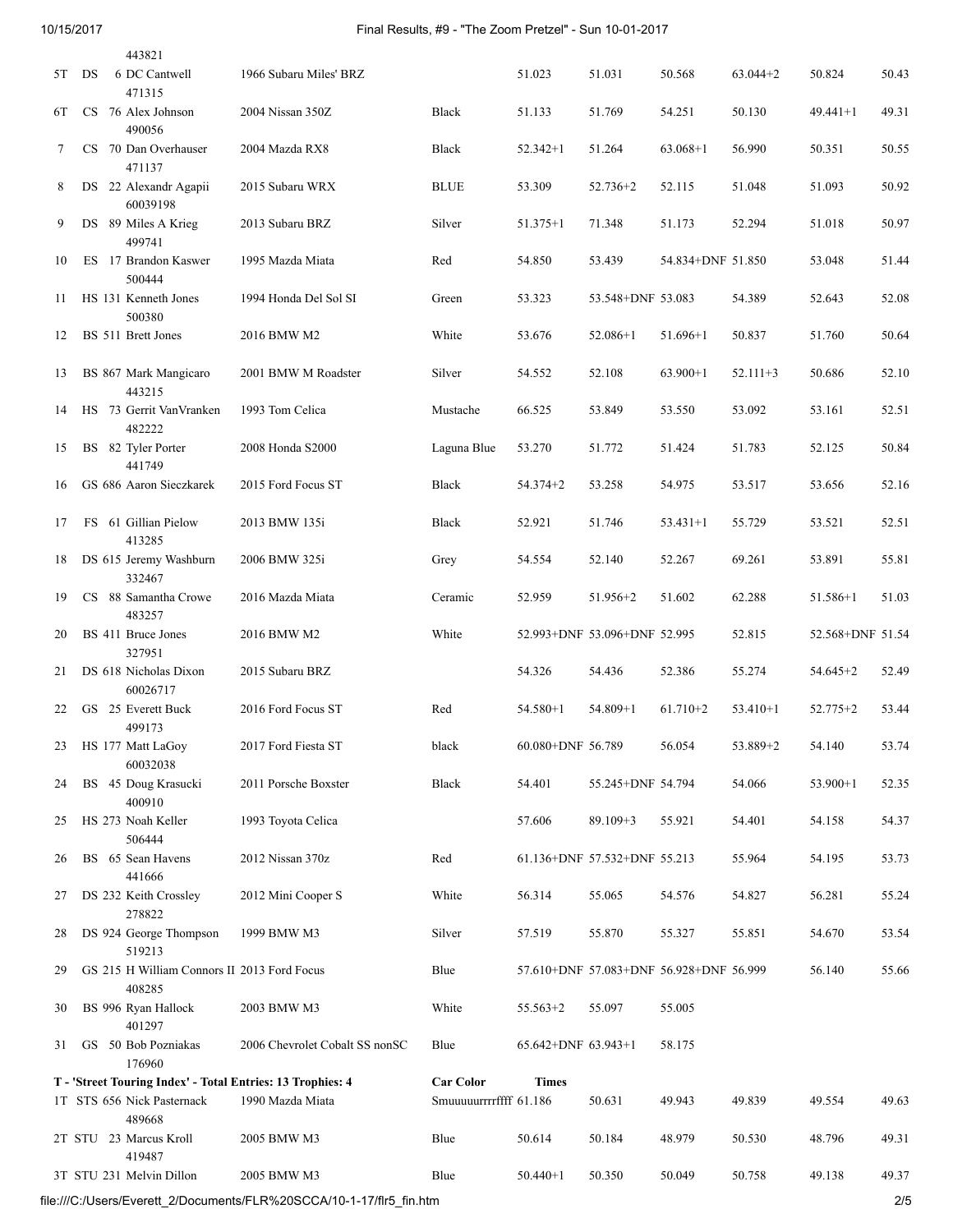| | | | | | | | | | | |
|---|---|---|---|---|---|---|---|---|---|---|
| | | 443821 | | | | | | | | |
| 5T | DS | 6 DC Cantwell 471315 | 1966 Subaru Miles' BRZ | | 51.023 | 51.031 | 50.568 | 63.044+2 | 50.824 | 50.43 |
| 6T | CS | 76 Alex Johnson 490056 | 2004 Nissan 350Z | Black | 51.133 | 51.769 | 54.251 | 50.130 | 49.441+1 | 49.31 |
| 7 | CS | 70 Dan Overhauser 471137 | 2004 Mazda RX8 | Black | 52.342+1 | 51.264 | 63.068+1 | 56.990 | 50.351 | 50.55 |
| 8 | DS | 22 Alexandr Agapii 60039198 | 2015 Subaru WRX | BLUE | 53.309 | 52.736+2 | 52.115 | 51.048 | 51.093 | 50.92 |
| 9 | DS | 89 Miles A Krieg 499741 | 2013 Subaru BRZ | Silver | 51.375+1 | 71.348 | 51.173 | 52.294 | 51.018 | 50.97 |
| 10 | ES | 17 Brandon Kaswer 500444 | 1995 Mazda Miata | Red | 54.850 | 53.439 | 54.834+DNF | 51.850 | 53.048 | 51.44 |
| 11 | HS | 131 Kenneth Jones 500380 | 1994 Honda Del Sol SI | Green | 53.323 | 53.548+DNF | 53.083 | 54.389 | 52.643 | 52.08 |
| 12 | BS | 511 Brett Jones | 2016 BMW M2 | White | 53.676 | 52.086+1 | 51.696+1 | 50.837 | 51.760 | 50.64 |
| 13 | BS | 867 Mark Mangicaro 443215 | 2001 BMW M Roadster | Silver | 54.552 | 52.108 | 63.900+1 | 52.111+3 | 50.686 | 52.10 |
| 14 | HS | 73 Gerrit VanVranken 482222 | 1993 Tom Celica | Mustache | 66.525 | 53.849 | 53.550 | 53.092 | 53.161 | 52.51 |
| 15 | BS | 82 Tyler Porter 441749 | 2008 Honda S2000 | Laguna Blue | 53.270 | 51.772 | 51.424 | 51.783 | 52.125 | 50.84 |
| 16 | GS | 686 Aaron Sieczkarek | 2015 Ford Focus ST | Black | 54.374+2 | 53.258 | 54.975 | 53.517 | 53.656 | 52.16 |
| 17 | FS | 61 Gillian Pielow 413285 | 2013 BMW 135i | Black | 52.921 | 51.746 | 53.431+1 | 55.729 | 53.521 | 52.51 |
| 18 | DS | 615 Jeremy Washburn 332467 | 2006 BMW 325i | Grey | 54.554 | 52.140 | 52.267 | 69.261 | 53.891 | 55.81 |
| 19 | CS | 88 Samantha Crowe 483257 | 2016 Mazda Miata | Ceramic | 52.959 | 51.956+2 | 51.602 | 62.288 | 51.586+1 | 51.03 |
| 20 | BS | 411 Bruce Jones 327951 | 2016 BMW M2 | White | 52.993+DNF | 53.096+DNF | 52.995 | 52.815 | 52.568+DNF | 51.54 |
| 21 | DS | 618 Nicholas Dixon 60026717 | 2015 Subaru BRZ | | 54.326 | 54.436 | 52.386 | 55.274 | 54.645+2 | 52.49 |
| 22 | GS | 25 Everett Buck 499173 | 2016 Ford Focus ST | Red | 54.580+1 | 54.809+1 | 61.710+2 | 53.410+1 | 52.775+2 | 53.44 |
| 23 | HS | 177 Matt LaGoy 60032038 | 2017 Ford Fiesta ST | black | 60.080+DNF | 56.789 | 56.054 | 53.889+2 | 54.140 | 53.74 |
| 24 | BS | 45 Doug Krasucki 400910 | 2011 Porsche Boxster | Black | 54.401 | 55.245+DNF | 54.794 | 54.066 | 53.900+1 | 52.35 |
| 25 | HS | 273 Noah Keller 506444 | 1993 Toyota Celica | | 57.606 | 89.109+3 | 55.921 | 54.401 | 54.158 | 54.37 |
| 26 | BS | 65 Sean Havens 441666 | 2012 Nissan 370z | Red | 61.136+DNF | 57.532+DNF | 55.213 | 55.964 | 54.195 | 53.73 |
| 27 | DS | 232 Keith Crossley 278822 | 2012 Mini Cooper S | White | 56.314 | 55.065 | 54.576 | 54.827 | 56.281 | 55.24 |
| 28 | DS | 924 George Thompson 519213 | 1999 BMW M3 | Silver | 57.519 | 55.870 | 55.327 | 55.851 | 54.670 | 53.54 |
| 29 | GS | 215 H William Connors II 408285 | 2013 Ford Focus | Blue | 57.610+DNF | 57.083+DNF | 56.928+DNF | 56.999 | 56.140 | 55.66 |
| 30 | BS | 996 Ryan Hallock 401297 | 2003 BMW M3 | White | 55.563+2 | 55.097 | 55.005 | | | |
| 31 | GS | 50 Bob Pozniakas 176960 | 2006 Chevrolet Cobalt SS nonSC | Blue | 65.642+DNF | 63.943+1 | 58.175 | | | |
| **T - 'Street Touring Index' - Total Entries: 13 Trophies: 4** | | | | **Car Color** | **Times** | | | | | |
| 1T | STS | 656 Nick Pasternack 489668 | 1990 Mazda Miata | Smuuuuurrrrffff | 61.186 | 50.631 | 49.943 | 49.839 | 49.554 | 49.63 |
| 2T | STU | 23 Marcus Kroll 419487 | 2005 BMW M3 | Blue | 50.614 | 50.184 | 48.979 | 50.530 | 48.796 | 49.31 |
| 3T | STU | 231 Melvin Dillon | 2005 BMW M3 | Blue | 50.440+1 | 50.350 | 50.049 | 50.758 | 49.138 | 49.37 |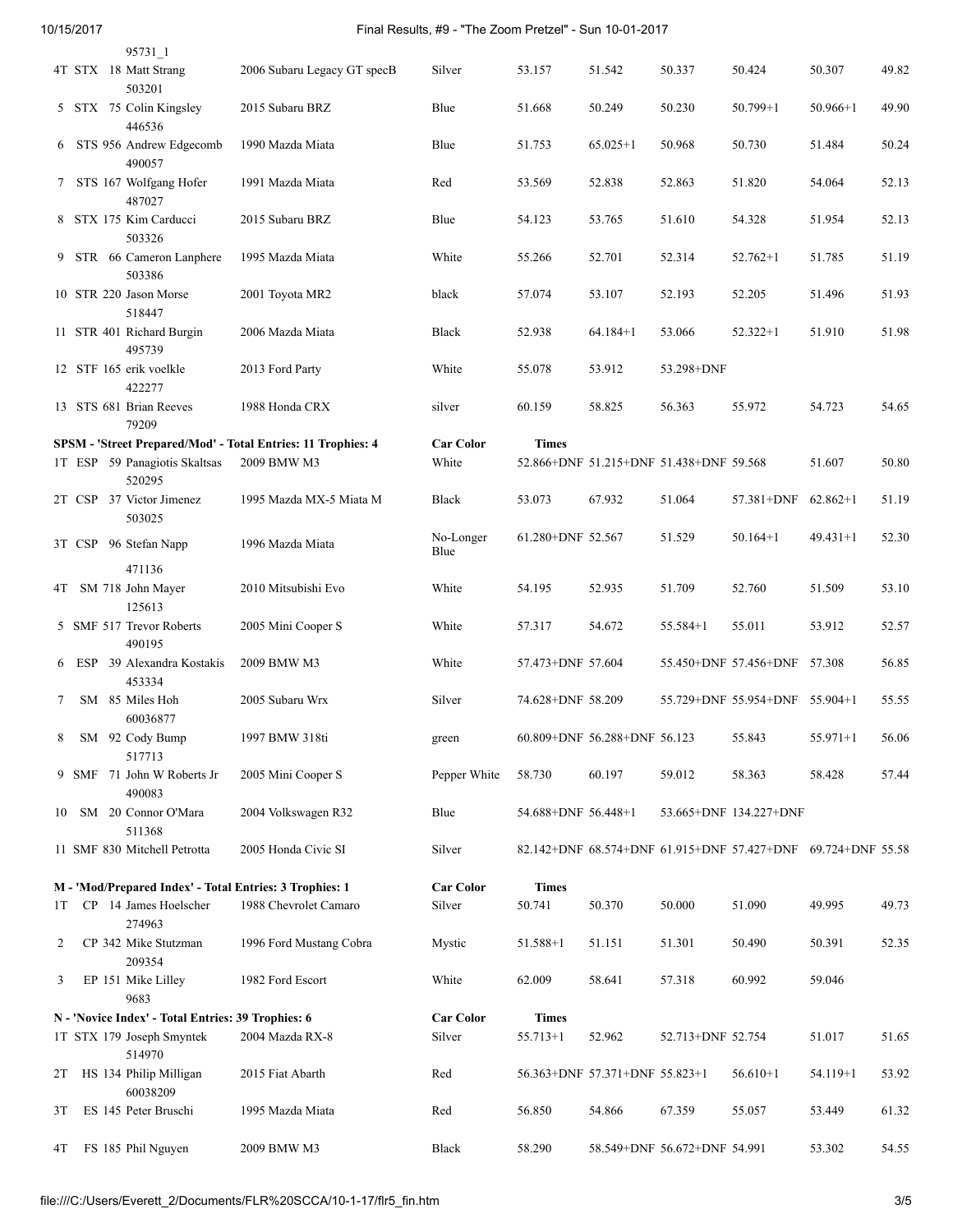| | | | | | | | | | |
|---|---|---|---|---|---|---|---|---|---|
| | 95731_1 | | | | | | | | |
| 4T STX 18 Matt Strang | 2006 Subaru Legacy GT specB | Silver | 53.157 | 51.542 | 50.337 | 50.424 | 50.307 | 49.82 |
| | 503201 | | | | | | | | |
| 5 STX 75 Colin Kingsley | 2015 Subaru BRZ | Blue | 51.668 | 50.249 | 50.230 | 50.799+1 | 50.966+1 | 49.90 |
| | 446536 | | | | | | | | |
| 6 STS 956 Andrew Edgecomb | 1990 Mazda Miata | Blue | 51.753 | 65.025+1 | 50.968 | 50.730 | 51.484 | 50.24 |
| | 490057 | | | | | | | | |
| 7 STS 167 Wolfgang Hofer | 1991 Mazda Miata | Red | 53.569 | 52.838 | 52.863 | 51.820 | 54.064 | 52.13 |
| | 487027 | | | | | | | | |
| 8 STX 175 Kim Carducci | 2015 Subaru BRZ | Blue | 54.123 | 53.765 | 51.610 | 54.328 | 51.954 | 52.13 |
| | 503326 | | | | | | | | |
| 9 STR 66 Cameron Lanphere | 1995 Mazda Miata | White | 55.266 | 52.701 | 52.314 | 52.762+1 | 51.785 | 51.19 |
| | 503386 | | | | | | | | |
| 10 STR 220 Jason Morse | 2001 Toyota MR2 | black | 57.074 | 53.107 | 52.193 | 52.205 | 51.496 | 51.93 |
| | 518447 | | | | | | | | |
| 11 STR 401 Richard Burgin | 2006 Mazda Miata | Black | 52.938 | 64.184+1 | 53.066 | 52.322+1 | 51.910 | 51.98 |
| | 495739 | | | | | | | | |
| 12 STF 165 erik voelkle | 2013 Ford Party | White | 55.078 | 53.912 | 53.298+DNF | | | |
| | 422277 | | | | | | | | |
| 13 STS 681 Brian Reeves | 1988 Honda CRX | silver | 60.159 | 58.825 | 56.363 | 55.972 | 54.723 | 54.65 |
| | 79209 | | | | | | | | |

| SPSM - 'Street Prepared/Mod' - Total Entries: 11 Trophies: 4 | | Car Color | Times | | | | | |
|---|---|---|---|---|---|---|---|---|
| 1T ESP 59 Panagiotis Skaltsas 520295 | 2009 BMW M3 | White | 52.866+DNF | 51.215+DNF | 51.438+DNF | 59.568 | 51.607 | 50.80 |
| 2T CSP 37 Victor Jimenez 503025 | 1995 Mazda MX-5 Miata M | Black | 53.073 | 67.932 | 51.064 | 57.381+DNF | 62.862+1 | 51.19 |
| 3T CSP 96 Stefan Napp 471136 | 1996 Mazda Miata | No-Longer Blue | 61.280+DNF | 52.567 | 51.529 | 50.164+1 | 49.431+1 | 52.30 |
| 4T SM 718 John Mayer 125613 | 2010 Mitsubishi Evo | White | 54.195 | 52.935 | 51.709 | 52.760 | 51.509 | 53.10 |
| 5 SMF 517 Trevor Roberts 490195 | 2005 Mini Cooper S | White | 57.317 | 54.672 | 55.584+1 | 55.011 | 53.912 | 52.57 |
| 6 ESP 39 Alexandra Kostakis 453334 | 2009 BMW M3 | White | 57.473+DNF | 57.604 | 55.450+DNF | 57.456+DNF | 57.308 | 56.85 |
| 7 SM 85 Miles Hoh 60036877 | 2005 Subaru Wrx | Silver | 74.628+DNF | 58.209 | 55.729+DNF | 55.954+DNF | 55.904+1 | 55.55 |
| 8 SM 92 Cody Bump 517713 | 1997 BMW 318ti | green | 60.809+DNF | 56.288+DNF | 56.123 | 55.843 | 55.971+1 | 56.06 |
| 9 SMF 71 John W Roberts Jr 490083 | 2005 Mini Cooper S | Pepper White | 58.730 | 60.197 | 59.012 | 58.363 | 58.428 | 57.44 |
| 10 SM 20 Connor O'Mara 511368 | 2004 Volkswagen R32 | Blue | 54.688+DNF | 56.448+1 | 53.665+DNF | 134.227+DNF | | |
| 11 SMF 830 Mitchell Petrotta | 2005 Honda Civic SI | Silver | 82.142+DNF | 68.574+DNF | 61.915+DNF | 57.427+DNF | 69.724+DNF | 55.58 |

| M - 'Mod/Prepared Index' - Total Entries: 3 Trophies: 1 | | Car Color | Times | | | | | |
|---|---|---|---|---|---|---|---|---|
| 1T CP 14 James Hoelscher 274963 | 1988 Chevrolet Camaro | Silver | 50.741 | 50.370 | 50.000 | 51.090 | 49.995 | 49.73 |
| 2 CP 342 Mike Stutzman 209354 | 1996 Ford Mustang Cobra | Mystic | 51.588+1 | 51.151 | 51.301 | 50.490 | 50.391 | 52.35 |
| 3 EP 151 Mike Lilley 9683 | 1982 Ford Escort | White | 62.009 | 58.641 | 57.318 | 60.992 | 59.046 | |

| N - 'Novice Index' - Total Entries: 39 Trophies: 6 | | Car Color | Times | | | | | |
|---|---|---|---|---|---|---|---|---|
| 1T STX 179 Joseph Smyntek 514970 | 2004 Mazda RX-8 | Silver | 55.713+1 | 52.962 | 52.713+DNF | 52.754 | 51.017 | 51.65 |
| 2T HS 134 Philip Milligan 60038209 | 2015 Fiat Abarth | Red | 56.363+DNF | 57.371+DNF | 55.823+1 | 56.610+1 | 54.119+1 | 53.92 |
| 3T ES 145 Peter Bruschi | 1995 Mazda Miata | Red | 56.850 | 54.866 | 67.359 | 55.057 | 53.449 | 61.32 |
| 4T FS 185 Phil Nguyen | 2009 BMW M3 | Black | 58.290 | 58.549+DNF | 56.672+DNF | 54.991 | 53.302 | 54.55 |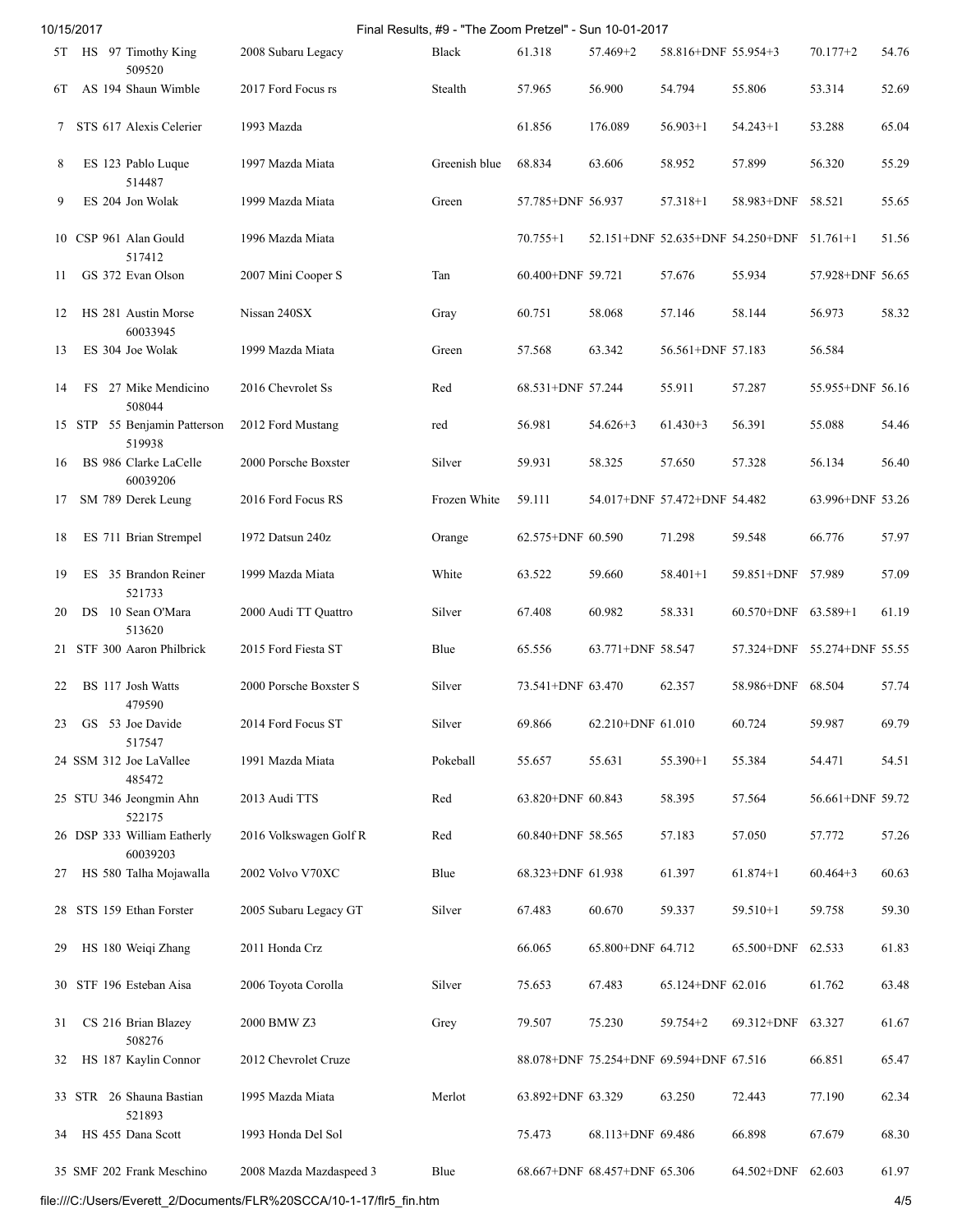| | | | | | | | | | | |
|---|---|---|---|---|---|---|---|---|---|---|
| 5T | HS | 97 Timothy King 509520 | 2008 Subaru Legacy | Black | 61.318 | 57.469+2 | 58.816+DNF | 55.954+3 | 70.177+2 | 54.76 |
| 6T | AS | 194 Shaun Wimble | 2017 Ford Focus rs | Stealth | 57.965 | 56.900 | 54.794 | 55.806 | 53.314 | 52.69 |
| 7 | STS | 617 Alexis Celerier | 1993 Mazda | | 61.856 | 176.089 | 56.903+1 | 54.243+1 | 53.288 | 65.04 |
| 8 | ES | 123 Pablo Luque 514487 | 1997 Mazda Miata | Greenish blue | 68.834 | 63.606 | 58.952 | 57.899 | 56.320 | 55.29 |
| 9 | ES | 204 Jon Wolak | 1999 Mazda Miata | Green | 57.785+DNF | 56.937 | 57.318+1 | 58.983+DNF | 58.521 | 55.65 |
| 10 | CSP | 961 Alan Gould 517412 | 1996 Mazda Miata | | 70.755+1 | 52.151+DNF | 52.635+DNF | 54.250+DNF | 51.761+1 | 51.56 |
| 11 | GS | 372 Evan Olson | 2007 Mini Cooper S | Tan | 60.400+DNF | 59.721 | 57.676 | 55.934 | 57.928+DNF | 56.65 |
| 12 | HS | 281 Austin Morse 60033945 | Nissan 240SX | Gray | 60.751 | 58.068 | 57.146 | 58.144 | 56.973 | 58.32 |
| 13 | ES | 304 Joe Wolak | 1999 Mazda Miata | Green | 57.568 | 63.342 | 56.561+DNF | 57.183 | 56.584 | |
| 14 | FS | 27 Mike Mendicino 508044 | 2016 Chevrolet Ss | Red | 68.531+DNF | 57.244 | 55.911 | 57.287 | 55.955+DNF | 56.16 |
| 15 | STP | 55 Benjamin Patterson 519938 | 2012 Ford Mustang | red | 56.981 | 54.626+3 | 61.430+3 | 56.391 | 55.088 | 54.46 |
| 16 | BS | 986 Clarke LaCelle 60039206 | 2000 Porsche Boxster | Silver | 59.931 | 58.325 | 57.650 | 57.328 | 56.134 | 56.40 |
| 17 | SM | 789 Derek Leung | 2016 Ford Focus RS | Frozen White | 59.111 | 54.017+DNF | 57.472+DNF | 54.482 | 63.996+DNF | 53.26 |
| 18 | ES | 711 Brian Strempel | 1972 Datsun 240z | Orange | 62.575+DNF | 60.590 | 71.298 | 59.548 | 66.776 | 57.97 |
| 19 | ES | 35 Brandon Reiner 521733 | 1999 Mazda Miata | White | 63.522 | 59.660 | 58.401+1 | 59.851+DNF | 57.989 | 57.09 |
| 20 | DS | 10 Sean O'Mara 513620 | 2000 Audi TT Quattro | Silver | 67.408 | 60.982 | 58.331 | 60.570+DNF | 63.589+1 | 61.19 |
| 21 | STF | 300 Aaron Philbrick | 2015 Ford Fiesta ST | Blue | 65.556 | 63.771+DNF | 58.547 | 57.324+DNF | 55.274+DNF | 55.55 |
| 22 | BS | 117 Josh Watts 479590 | 2000 Porsche Boxster S | Silver | 73.541+DNF | 63.470 | 62.357 | 58.986+DNF | 68.504 | 57.74 |
| 23 | GS | 53 Joe Davide 517547 | 2014 Ford Focus ST | Silver | 69.866 | 62.210+DNF | 61.010 | 60.724 | 59.987 | 69.79 |
| 24 | SSM | 312 Joe LaVallee 485472 | 1991 Mazda Miata | Pokeball | 55.657 | 55.631 | 55.390+1 | 55.384 | 54.471 | 54.51 |
| 25 | STU | 346 Jeongmin Ahn 522175 | 2013 Audi TTS | Red | 63.820+DNF | 60.843 | 58.395 | 57.564 | 56.661+DNF | 59.72 |
| 26 | DSP | 333 William Eatherly 60039203 | 2016 Volkswagen Golf R | Red | 60.840+DNF | 58.565 | 57.183 | 57.050 | 57.772 | 57.26 |
| 27 | HS | 580 Talha Mojawalla | 2002 Volvo V70XC | Blue | 68.323+DNF | 61.938 | 61.397 | 61.874+1 | 60.464+3 | 60.63 |
| 28 | STS | 159 Ethan Forster | 2005 Subaru Legacy GT | Silver | 67.483 | 60.670 | 59.337 | 59.510+1 | 59.758 | 59.30 |
| 29 | HS | 180 Weiqi Zhang | 2011 Honda Crz | | 66.065 | 65.800+DNF | 64.712 | 65.500+DNF | 62.533 | 61.83 |
| 30 | STF | 196 Esteban Aisa | 2006 Toyota Corolla | Silver | 75.653 | 67.483 | 65.124+DNF | 62.016 | 61.762 | 63.48 |
| 31 | CS | 216 Brian Blazey 508276 | 2000 BMW Z3 | Grey | 79.507 | 75.230 | 59.754+2 | 69.312+DNF | 63.327 | 61.67 |
| 32 | HS | 187 Kaylin Connor | 2012 Chevrolet Cruze | | 88.078+DNF | 75.254+DNF | 69.594+DNF | 67.516 | 66.851 | 65.47 |
| 33 | STR | 26 Shauna Bastian 521893 | 1995 Mazda Miata | Merlot | 63.892+DNF | 63.329 | 63.250 | 72.443 | 77.190 | 62.34 |
| 34 | HS | 455 Dana Scott | 1993 Honda Del Sol | | 75.473 | 68.113+DNF | 69.486 | 66.898 | 67.679 | 68.30 |
| 35 | SMF | 202 Frank Meschino | 2008 Mazda Mazdaspeed 3 | Blue | 68.667+DNF | 68.457+DNF | 65.306 | 64.502+DNF | 62.603 | 61.97 |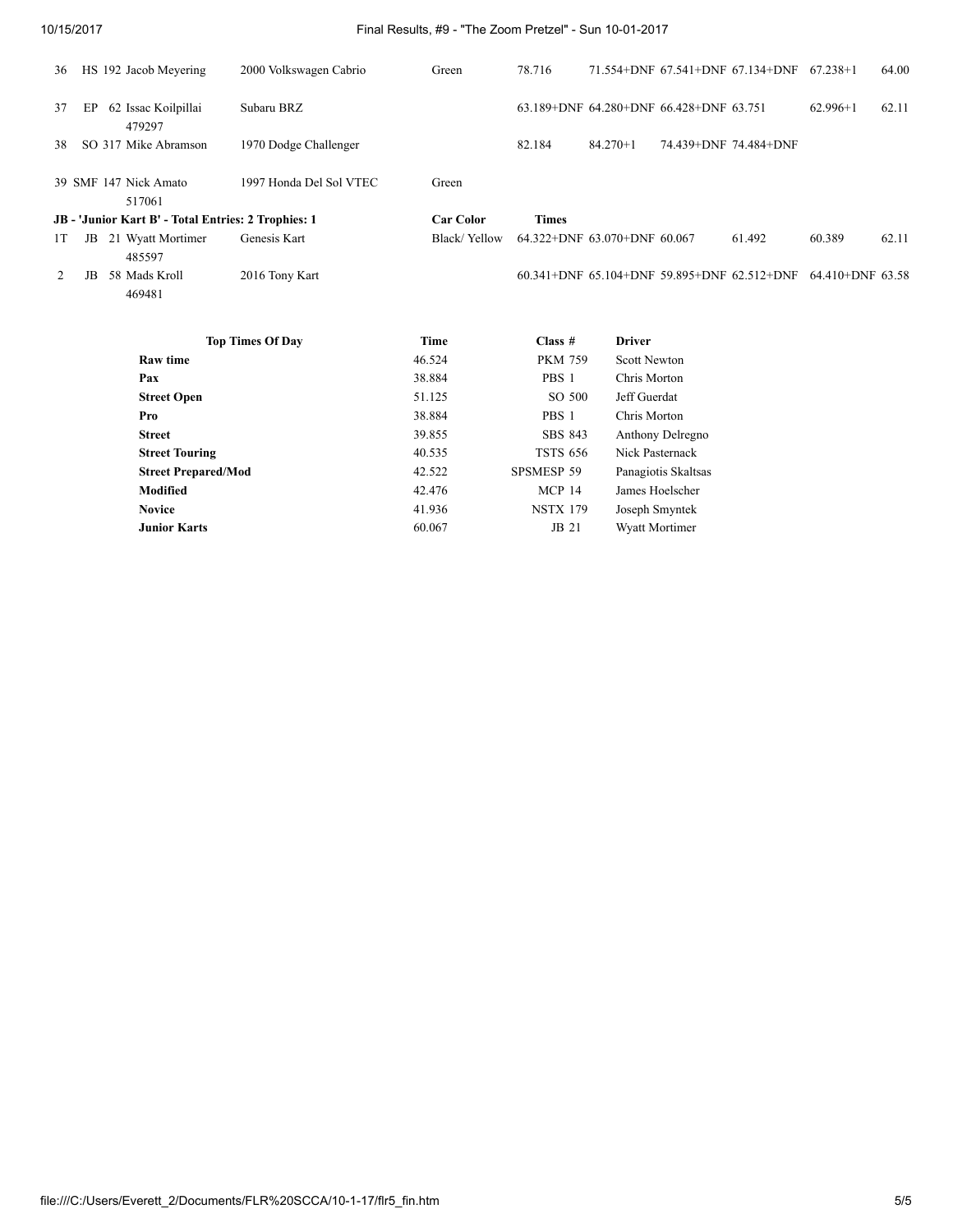| | | | | | | | | | | | |
|---|---|---|---|---|---|---|---|---|---|---|---|
| 36 | HS | 192 Jacob Meyering | 2000 Volkswagen Cabrio | Green | 78.716 | 71.554+DNF | 67.541+DNF | 67.134+DNF | 67.238+1 | 64.00 |
| 37 | EP | 62 Issac Koilpillai 479297 | Subaru BRZ | | 63.189+DNF | 64.280+DNF | 66.428+DNF | 63.751 | 62.996+1 | 62.11 |
| 38 | SO | 317 Mike Abramson | 1970 Dodge Challenger | | 82.184 | 84.270+1 | 74.439+DNF | 74.484+DNF | | |
| 39 | SMF | 147 Nick Amato 517061 | 1997 Honda Del Sol VTEC | Green | | | | | | |

**JB - 'Junior Kart B' - Total Entries: 2 Trophies: 1**

| | | | | Car Color | Times | | | | | | |
|---|---|---|---|---|---|---|---|---|---|---|---|
| 1T | JB | 21 Wyatt Mortimer 485597 | Genesis Kart | Black/ Yellow | 64.322+DNF | 63.070+DNF | 60.067 | 61.492 | 60.389 | 62.11 |
| 2 | JB | 58 Mads Kroll 469481 | 2016 Tony Kart | | 60.341+DNF | 65.104+DNF | 59.895+DNF | 62.512+DNF | 64.410+DNF | 63.58 |

| Top Times Of Day | Time | Class # | Driver |
|---|---|---|---|
| Raw time | 46.524 | PKM 759 | Scott Newton |
| Pax | 38.884 | PBS 1 | Chris Morton |
| Street Open | 51.125 | SO 500 | Jeff Guerdat |
| Pro | 38.884 | PBS 1 | Chris Morton |
| Street | 39.855 | SBS 843 | Anthony Delregno |
| Street Touring | 40.535 | TSTS 656 | Nick Pasternack |
| Street Prepared/Mod | 42.522 | SPSMESP 59 | Panagiotis Skaltsas |
| Modified | 42.476 | MCP 14 | James Hoelscher |
| Novice | 41.936 | NSTX 179 | Joseph Smyntek |
| Junior Karts | 60.067 | JB 21 | Wyatt Mortimer |